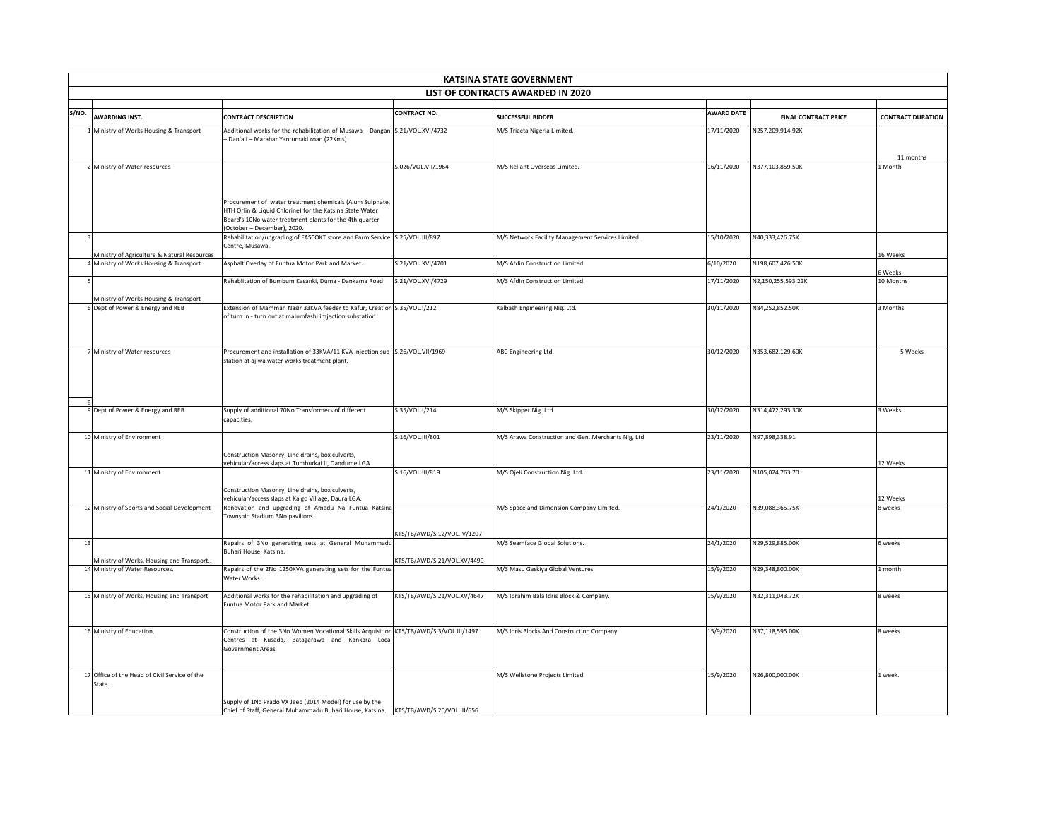# KATSINA STATE GOVERNMENT

## LIST OF CONTRACTS AWARDED IN 2020

| S/NO. | AWARDING INST. | CONTRACT DESCRIPTION | CONTRACT NO. | SUCCESSFUL BIDDER | AWARD DATE | FINAL CONTRACT PRICE | CONTRACT DURATION |
|---|---|---|---|---|---|---|---|
| 1 | Ministry of Works Housing & Transport | Additional works for the rehabilitation of Musawa – Dangani – Dan'ali – Marabar Yantumaki road (22Kms) | S.21/VOL.XVI/4732 | M/S Triacta Nigeria Limited. | 17/11/2020 | N257,209,914.92K | 11 months |
| 2 | Ministry of Water resources | Procurement of water treatment chemicals (Alum Sulphate, HTH Orlin & Liquid Chlorine) for the Katsina State Water Board's 10No water treatment plants for the 4th quarter (October – December), 2020. | S.026/VOL.VII/1964 | M/S Reliant Overseas Limited. | 16/11/2020 | N377,103,859.50K | 1 Month |
| 3 | Ministry of Agriculture & Natural Resources | Rehabilitation/upgrading of FASCOKT store and Farm Service Centre, Musawa. | S.25/VOL.III/897 | M/S Network Facility Management Services Limited. | 15/10/2020 | N40,333,426.75K | 16 Weeks |
| 4 | Ministry of Works Housing & Transport | Asphalt Overlay of Funtua Motor Park and Market. | S.21/VOL.XVI/4701 | M/S Afdin Construction Limited | 6/10/2020 | N198,607,426.50K | 6 Weeks |
| 5 | Ministry of Works Housing & Transport | Rehablitation of Bumbum Kasanki, Duma - Dankama Road | S.21/VOL.XVI/4729 | M/S Afdin Construction Limited | 17/11/2020 | N2,150,255,593.22K | 10 Months |
| 6 | Dept of Power & Energy and REB | Extension of Mamman Nasir 33KVA feeder to Kafur, Creation of turn in - turn out at malumfashi imjection substation | S.35/VOL.I/212 | Kalbash Engineering Nig. Ltd. | 30/11/2020 | N84,252,852.50K | 3 Months |
| 7 | Ministry of Water resources | Procurement and installation of 33KVA/11 KVA Injection sub-station at ajiwa water works treatment plant. | S.26/VOL.VII/1969 | ABC Engineering Ltd. | 30/12/2020 | N353,682,129.60K | 5 Weeks |
| 8 | | | | | | | |
| 9 | Dept of Power & Energy and REB | Supply of additional 70No Transformers of different capacities. | S.35/VOL.I/214 | M/S Skipper Nig. Ltd | 30/12/2020 | N314,472,293.30K | 3 Weeks |
| 10 | Ministry of Environment | Construction Masonry, Line drains, box culverts, vehicular/access slaps at Tumburkai II, Dandume LGA | S.16/VOL.III/801 | M/S Arawa Construction and Gen. Merchants Nig, Ltd | 23/11/2020 | N97,898,338.91 | 12 Weeks |
| 11 | Ministry of Environment | Construction Masonry, Line drains, box culverts, vehicular/access slaps at Kalgo Village, Daura LGA. | S.16/VOL.III/819 | M/S Ojeli Construction Nig. Ltd. | 23/11/2020 | N105,024,763.70 | 12 Weeks |
| 12 | Ministry of Sports and Social Development | Renovation and upgrading of Amadu Na Funtua Katsina Township Stadium 3No pavilions. | KTS/TB/AWD/S.12/VOL.IV/1207 | M/S Space and Dimension Company Limited. | 24/1/2020 | N39,088,365.75K | 8 weeks |
| 13 | Ministry of Works, Housing and Transport.. | Repairs of 3No generating sets at General Muhammadu Buhari House, Katsina. | KTS/TB/AWD/S.21/VOL.XV/4499 | M/S Seamface Global Solutions. | 24/1/2020 | N29,529,885.00K | 6 weeks |
| 14 | Ministry of Water Resources. | Repairs of the 2No 1250KVA generating sets for the Funtua Water Works. | | M/S Masu Gaskiya Global Ventures | 15/9/2020 | N29,348,800.00K | 1 month |
| 15 | Ministry of Works, Housing and Transport | Additional works for the rehabilitation and upgrading of Funtua Motor Park and Market | KTS/TB/AWD/S.21/VOL.XV/4647 | M/S Ibrahim Bala Idris Block & Company. | 15/9/2020 | N32,311,043.72K | 8 weeks |
| 16 | Ministry of Education. | Construction of the 3No Women Vocational Skills Acquisition Centres at Kusada, Batagarawa and Kankara Local Government Areas | KTS/TB/AWD/S.3/VOL.III/1497 | M/S Idris Blocks And Construction Company | 15/9/2020 | N37,118,595.00K | 8 weeks |
| 17 | Office of the Head of Civil Service of the State. | Supply of 1No Prado VX Jeep (2014 Model) for use by the Chief of Staff, General Muhammadu Buhari House, Katsina. | KTS/TB/AWD/S.20/VOL.III/656 | M/S Wellstone Projects Limited | 15/9/2020 | N26,800,000.00K | 1 week. |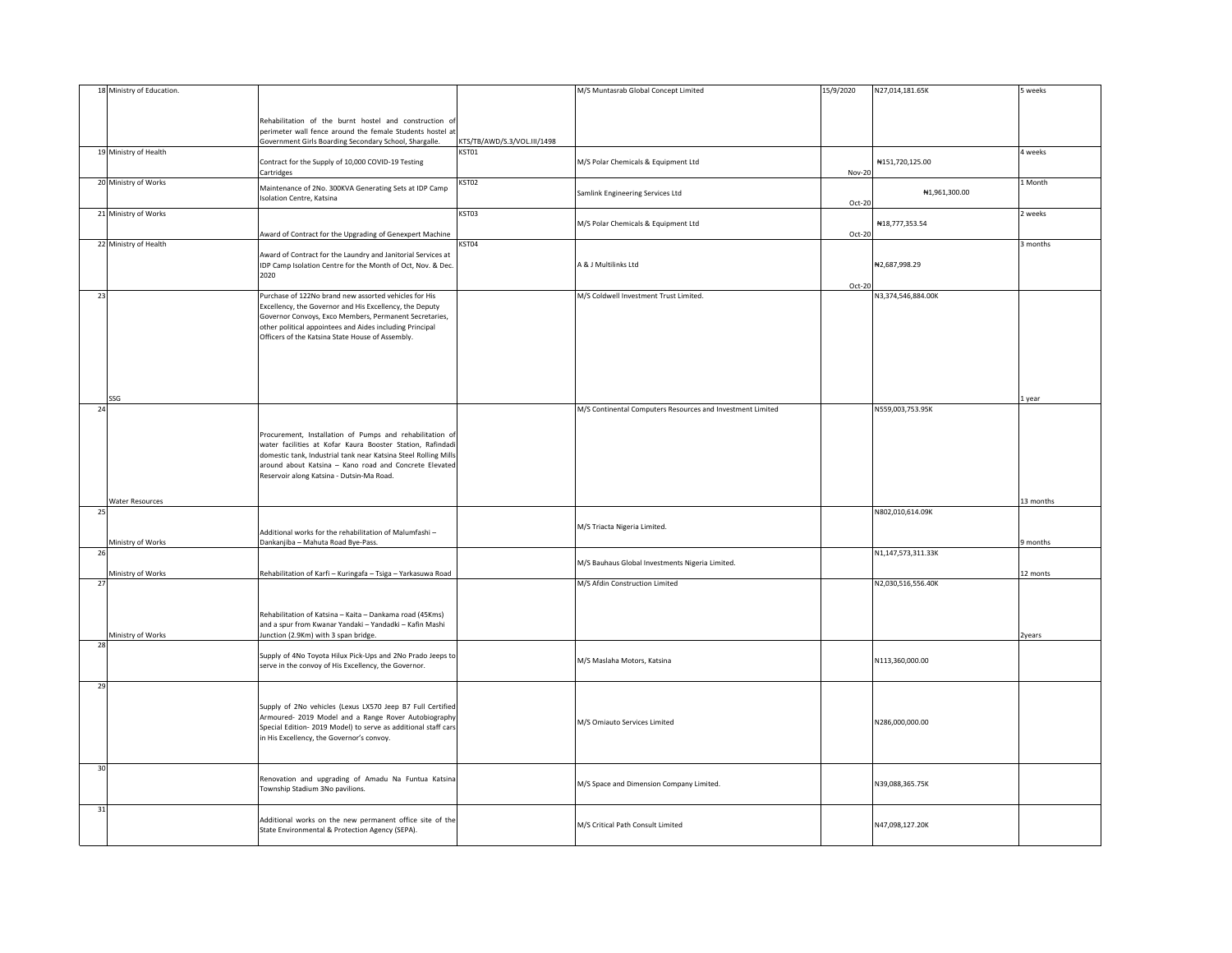| 18 | Ministry of Education. | Rehabilitation of the burnt hostel and construction of perimeter wall fence around the female Students hostel at Government Girls Boarding Secondary School, Shargalle. | KTS/TB/AWD/S.3/VOL.III/1498 | M/S Muntasrab Global Concept Limited | 15/9/2020 | N27,014,181.65K | 5 weeks |
|---|---|---|---|---|---|---|---|
| 19 | Ministry of Health | Contract for the Supply of 10,000 COVID-19 Testing Cartridges | KST01 | M/S Polar Chemicals & Equipment Ltd | Nov-20 | ₦151,720,125.00 | 4 weeks |
| 20 | Ministry of Works | Maintenance of 2No. 300KVA Generating Sets at IDP Camp Isolation Centre, Katsina | KST02 | Samlink Engineering Services Ltd | Oct-20 | ₦1,961,300.00 | 1 Month |
| 21 | Ministry of Works | Award of Contract for the Upgrading of Genexpert Machine | KST03 | M/S Polar Chemicals & Equipment Ltd | Oct-20 | ₦18,777,353.54 | 2 weeks |
| 22 | Ministry of Health | Award of Contract for the Laundry and Janitorial Services at IDP Camp Isolation Centre for the Month of Oct, Nov. & Dec. 2020 | KST04 | A & J Multilinks Ltd | Oct-20 | ₦2,687,998.29 | 3 months |
| 23 | SSG | Purchase of 122No brand new assorted vehicles for His Excellency, the Governor and His Excellency, the Deputy Governor Convoys, Exco Members, Permanent Secretaries, other political appointees and Aides including Principal Officers of the Katsina State House of Assembly. | | M/S Coldwell Investment Trust Limited. | | N3,374,546,884.00K | 1 year |
| 24 | Water Resources | Procurement, Installation of Pumps and rehabilitation of water facilities at Kofar Kaura Booster Station, Rafindadi domestic tank, Industrial tank near Katsina Steel Rolling Mills around about Katsina – Kano road and Concrete Elevated Reservoir along Katsina - Dutsin-Ma Road. | | M/S Continental Computers Resources and Investment Limited | | N559,003,753.95K | 13 months |
| 25 | Ministry of Works | Additional works for the rehabilitation of Malumfashi – Dankanjiba – Mahuta Road Bye-Pass. | | M/S Triacta Nigeria Limited. | | N802,010,614.09K | 9 months |
| 26 | Ministry of Works | Rehabilitation of Karfi – Kuringafa – Tsiga – Yarkasuwa Road | | M/S Bauhaus Global Investments Nigeria Limited. | | N1,147,573,311.33K | 12 monts |
| 27 | Ministry of Works | Rehabilitation of Katsina – Kaita – Dankama road (45Kms) and a spur from Kwanar Yandaki – Yandadki – Kafin Mashi Junction (2.9Km) with 3 span bridge. | | M/S Afdin Construction Limited | | N2,030,516,556.40K | 2years |
| 28 | | Supply of 4No Toyota Hilux Pick-Ups and 2No Prado Jeeps to serve in the convoy of His Excellency, the Governor. | | M/S Maslaha Motors, Katsina | | N113,360,000.00 | |
| 29 | | Supply of 2No vehicles (Lexus LX570 Jeep B7 Full Certified Armoured- 2019 Model and a Range Rover Autobiography Special Edition- 2019 Model) to serve as additional staff cars in His Excellency, the Governor's convoy. | | M/S Omiauto Services Limited | | N286,000,000.00 | |
| 30 | | Renovation and upgrading of Amadu Na Funtua Katsina Township Stadium 3No pavilions. | | M/S Space and Dimension Company Limited. | | N39,088,365.75K | |
| 31 | | Additional works on the new permanent office site of the State Environmental & Protection Agency (SEPA). | | M/S Critical Path Consult Limited | | N47,098,127.20K | |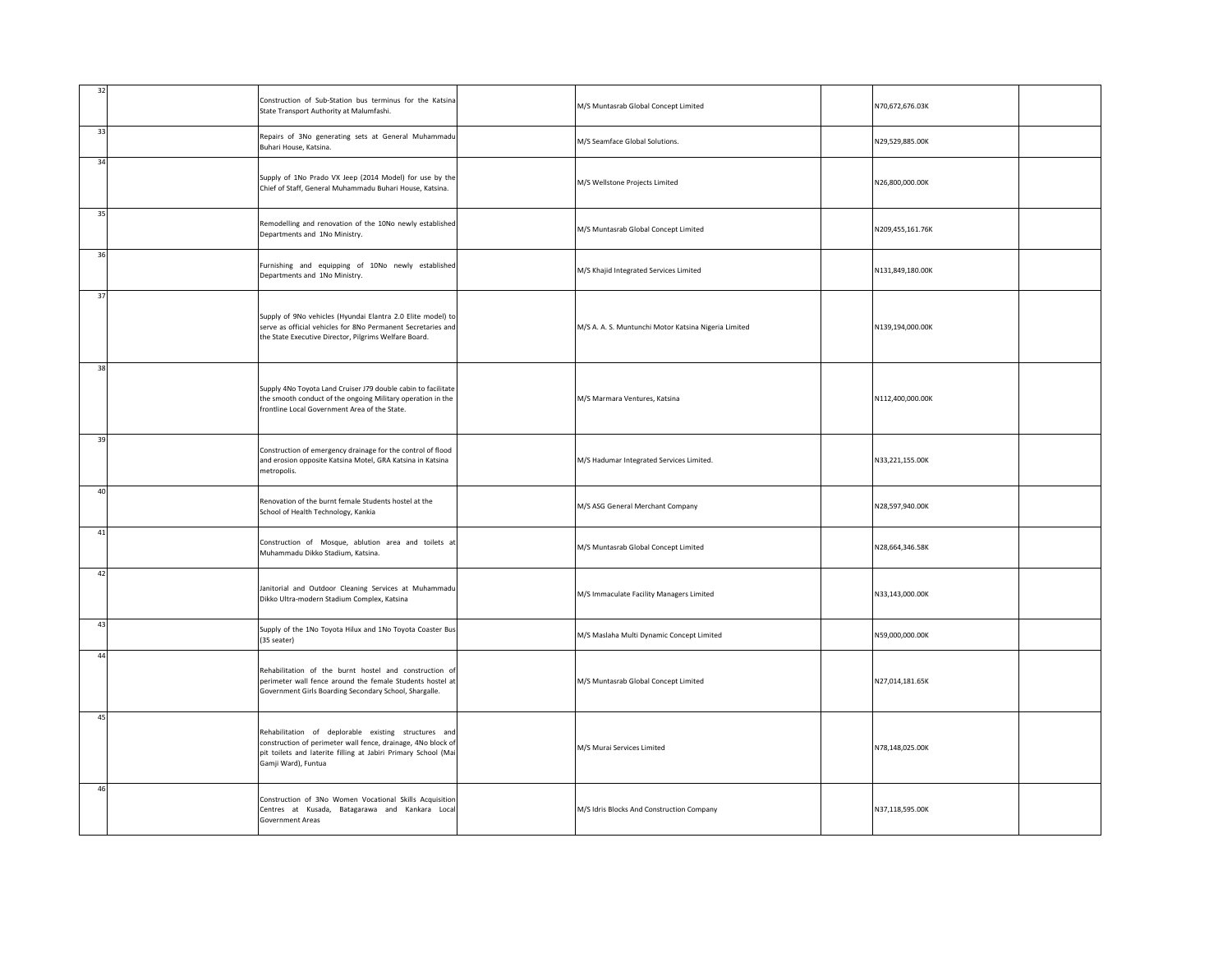| | | | | | | | | |
|---|---|---|---|---|---|---|---|---|
| 32 | | Construction of Sub-Station bus terminus for the Katsina State Transport Authority at Malumfashi. | | M/S Muntasrab Global Concept Limited | | N70,672,676.03K | |
| 33 | | Repairs of 3No generating sets at General Muhammadu Buhari House, Katsina. | | M/S Seamface Global Solutions. | | N29,529,885.00K | |
| 34 | | Supply of 1No Prado VX Jeep (2014 Model) for use by the Chief of Staff, General Muhammadu Buhari House, Katsina. | | M/S Wellstone Projects Limited | | N26,800,000.00K | |
| 35 | | Remodelling and renovation of the 10No newly established Departments and 1No Ministry. | | M/S Muntasrab Global Concept Limited | | N209,455,161.76K | |
| 36 | | Furnishing and equipping of 10No newly established Departments and 1No Ministry. | | M/S Khajid Integrated Services Limited | | N131,849,180.00K | |
| 37 | | Supply of 9No vehicles (Hyundai Elantra 2.0 Elite model) to serve as official vehicles for 8No Permanent Secretaries and the State Executive Director, Pilgrims Welfare Board. | | M/S A. A. S. Muntunchi Motor Katsina Nigeria Limited | | N139,194,000.00K | |
| 38 | | Supply 4No Toyota Land Cruiser J79 double cabin to facilitate the smooth conduct of the ongoing Military operation in the frontline Local Government Area of the State. | | M/S Marmara Ventures, Katsina | | N112,400,000.00K | |
| 39 | | Construction of emergency drainage for the control of flood and erosion opposite Katsina Motel, GRA Katsina in Katsina metropolis. | | M/S Hadumar Integrated Services Limited. | | N33,221,155.00K | |
| 40 | | Renovation of the burnt female Students hostel at the School of Health Technology, Kankia | | M/S ASG General Merchant Company | | N28,597,940.00K | |
| 41 | | Construction of Mosque, ablution area and toilets at Muhammadu Dikko Stadium, Katsina. | | M/S Muntasrab Global Concept Limited | | N28,664,346.58K | |
| 42 | | Janitorial and Outdoor Cleaning Services at Muhammadu Dikko Ultra-modern Stadium Complex, Katsina | | M/S Immaculate Facility Managers Limited | | N33,143,000.00K | |
| 43 | | Supply of the 1No Toyota Hilux and 1No Toyota Coaster Bus (35 seater) | | M/S Maslaha Multi Dynamic Concept Limited | | N59,000,000.00K | |
| 44 | | Rehabilitation of the burnt hostel and construction of perimeter wall fence around the female Students hostel at Government Girls Boarding Secondary School, Shargalle. | | M/S Muntasrab Global Concept Limited | | N27,014,181.65K | |
| 45 | | Rehabilitation of deplorable existing structures and construction of perimeter wall fence, drainage, 4No block of pit toilets and laterite filling at Jabiri Primary School (Mai Gamji Ward), Funtua | | M/S Murai Services Limited | | N78,148,025.00K | |
| 46 | | Construction of 3No Women Vocational Skills Acquisition Centres at Kusada, Batagarawa and Kankara Local Government Areas | | M/S Idris Blocks And Construction Company | | N37,118,595.00K | |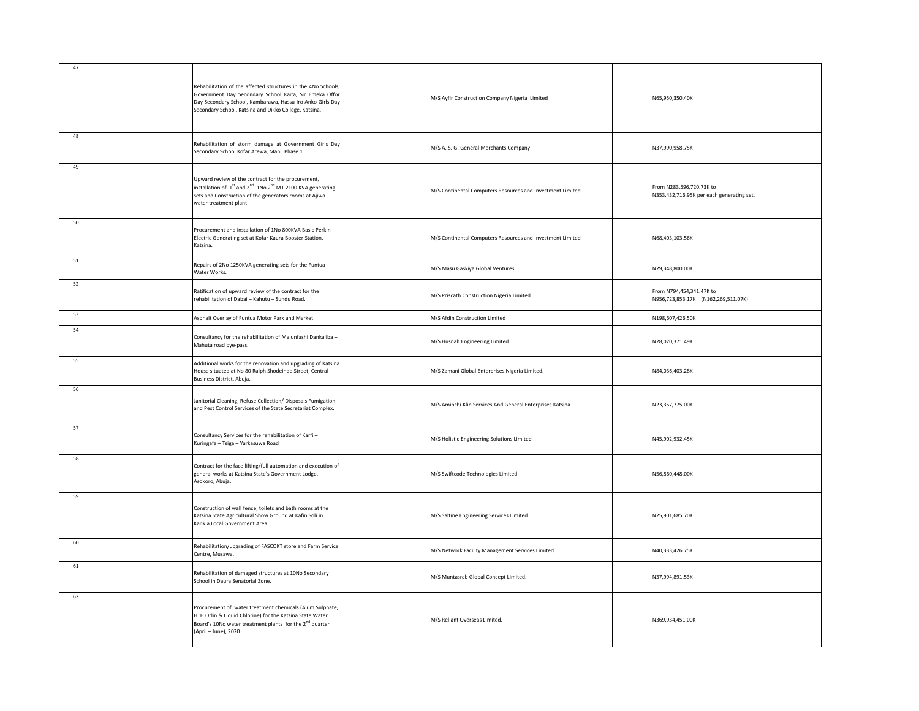| | | | | | | | |
|---|---|---|---|---|---|---|---|
| 47 | | Rehabilitation of the affected structures in the 4No Schools; Government Day Secondary School Kaita, Sir Emeka Offor Day Secondary School, Kambarawa, Hassu Iro Anko Girls Day Secondary School, Katsina and Dikko College, Katsina. | | M/S Ayfir Construction Company Nigeria Limited | | N65,950,350.40K | |
| 48 | | Rehabilitation of storm damage at Government Girls Day Secondary School Kofar Arewa, Mani, Phase 1 | | M/S A. S. G. General Merchants Company | | N37,990,958.75K | |
| 49 | | Upward review of the contract for the procurement, installation of 1[st] and 2[nd] 1No 2[nd] MT 2100 KVA generating sets and Construction of the generators rooms at Ajiwa water treatment plant. | | M/S Continental Computers Resources and Investment Limited | | From N283,596,720.73K to N353,432,716.95K per each generating set. | |
| 50 | | Procurement and installation of 1No 800KVA Basic Perkin Electric Generating set at Kofar Kaura Booster Station, Katsina. | | M/S Continental Computers Resources and Investment Limited | | N68,403,103.56K | |
| 51 | | Repairs of 2No 1250KVA generating sets for the Funtua Water Works. | | M/S Masu Gaskiya Global Ventures | | N29,348,800.00K | |
| 52 | | Ratification of upward review of the contract for the rehabilitation of Dabai – Kahutu – Sundu Road. | | M/S Priscath Construction Nigeria Limited | | From N794,454,341.47K to N956,723,853.17K (N162,269,511.07K) | |
| 53 | | Asphalt Overlay of Funtua Motor Park and Market. | | M/S Afdin Construction Limited | | N198,607,426.50K | |
| 54 | | Consultancy for the rehabilitation of Malunfashi Dankajiba – Mahuta road bye-pass. | | M/S Husnah Engineering Limited. | | N28,070,371.49K | |
| 55 | | Additional works for the renovation and upgrading of Katsina House situated at No 80 Ralph Shodeinde Street, Central Business District, Abuja. | | M/S Zamani Global Enterprises Nigeria Limited. | | N84,036,403.28K | |
| 56 | | Janitorial Cleaning, Refuse Collection/ Disposals Fumigation and Pest Control Services of the State Secretariat Complex. | | M/S Aminchi Klin Services And General Enterprises Katsina | | N23,357,775.00K | |
| 57 | | Consultancy Services for the rehabilitation of Karfi – Kuringafa – Tsiga – Yarkasuwa Road | | M/S Holistic Engineering Solutions Limited | | N45,902,932.45K | |
| 58 | | Contract for the face lifting/full automation and execution of general works at Katsina State's Government Lodge, Asokoro, Abuja. | | M/S Swiftcode Technologies Limited | | N56,860,448.00K | |
| 59 | | Construction of wall fence, toilets and bath rooms at the Katsina State Agricultural Show Ground at Kafin Soli in Kankia Local Government Area. | | M/S Saltine Engineering Services Limited. | | N25,901,685.70K | |
| 60 | | Rehabilitation/upgrading of FASCOKT store and Farm Service Centre, Musawa. | | M/S Network Facility Management Services Limited. | | N40,333,426.75K | |
| 61 | | Rehabilitation of damaged structures at 10No Secondary School in Daura Senatorial Zone. | | M/S Muntasrab Global Concept Limited. | | N37,994,891.53K | |
| 62 | | Procurement of water treatment chemicals (Alum Sulphate, HTH Orlin & Liquid Chlorine) for the Katsina State Water Board's 10No water treatment plants for the 2[nd] quarter (April – June), 2020. | | M/S Reliant Overseas Limited. | | N369,934,451.00K | |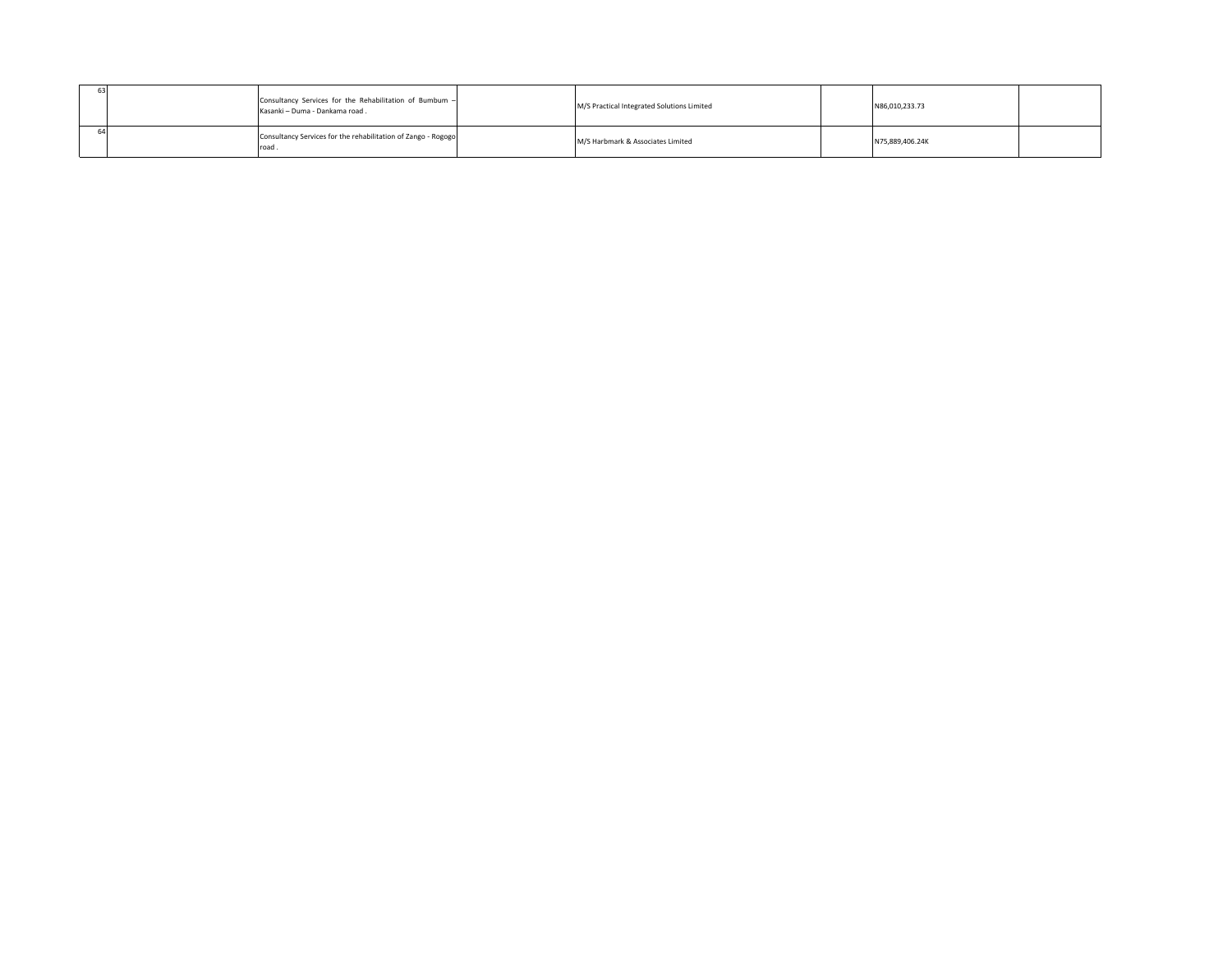| | | | | | | | |
|---|---|---|---|---|---|---|---|
| 63 | | Consultancy Services for the Rehabilitation of Bumbum – Kasanki – Duma - Dankama road . | | M/S Practical Integrated Solutions Limited | | N86,010,233.73 | |
| 64 | | Consultancy Services for the rehabilitation of Zango - Rogogo road . | | M/S Harbmark & Associates Limited | | N75,889,406.24K | |